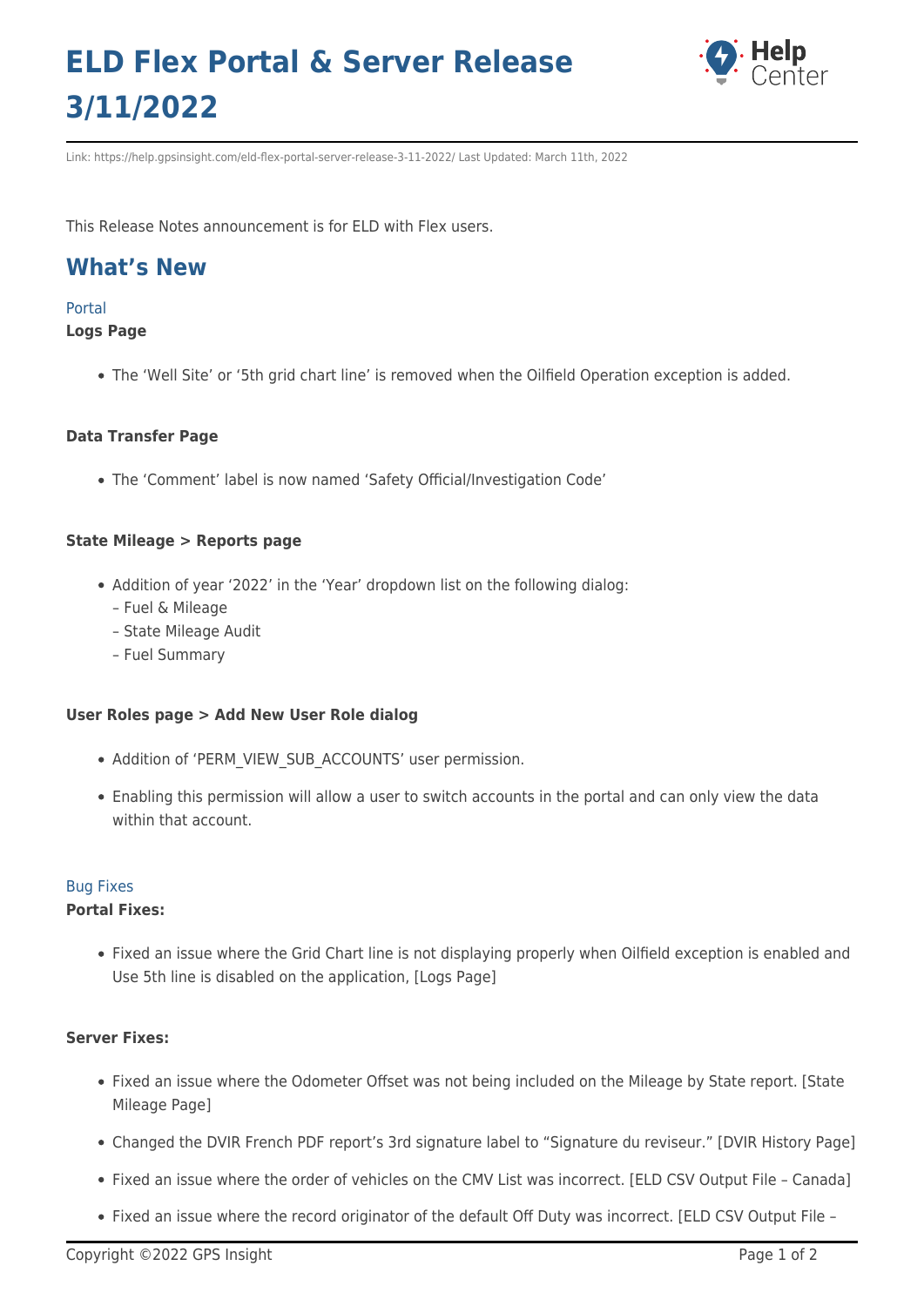# ELD Flex Portal & Server Release 3/11/2022

Link: https://help.gpsinsight.com/eld-flex-portal-server-release-3-11-2022/ Last Updated: March 11th, 2022

This Release Notes announcement is for ELD with Flex users.

## What's New

Portal

**Logs Page**

- The 'Well Site' or '5th grid chart line' is removed when the Oilfield Operation exception is added.

**Data Transfer Page**

- The 'Comment' label is now named 'Safety Official/Investigation Code'

**State Mileage > Reports page**

- Addition of year '2022' in the 'Year' dropdown list on the following dialog:
  – Fuel & Mileage
  – State Mileage Audit
  – Fuel Summary

**User Roles page > Add New User Role dialog**

- Addition of 'PERM_VIEW_SUB_ACCOUNTS' user permission.
- Enabling this permission will allow a user to switch accounts in the portal and can only view the data within that account.

Bug Fixes

**Portal Fixes:**

- Fixed an issue where the Grid Chart line is not displaying properly when Oilfield exception is enabled and Use 5th line is disabled on the application, [Logs Page]

**Server Fixes:**

- Fixed an issue where the Odometer Offset was not being included on the Mileage by State report. [State Mileage Page]
- Changed the DVIR French PDF report's 3rd signature label to "Signature du reviseur." [DVIR History Page]
- Fixed an issue where the order of vehicles on the CMV List was incorrect. [ELD CSV Output File – Canada]
- Fixed an issue where the record originator of the default Off Duty was incorrect. [ELD CSV Output File –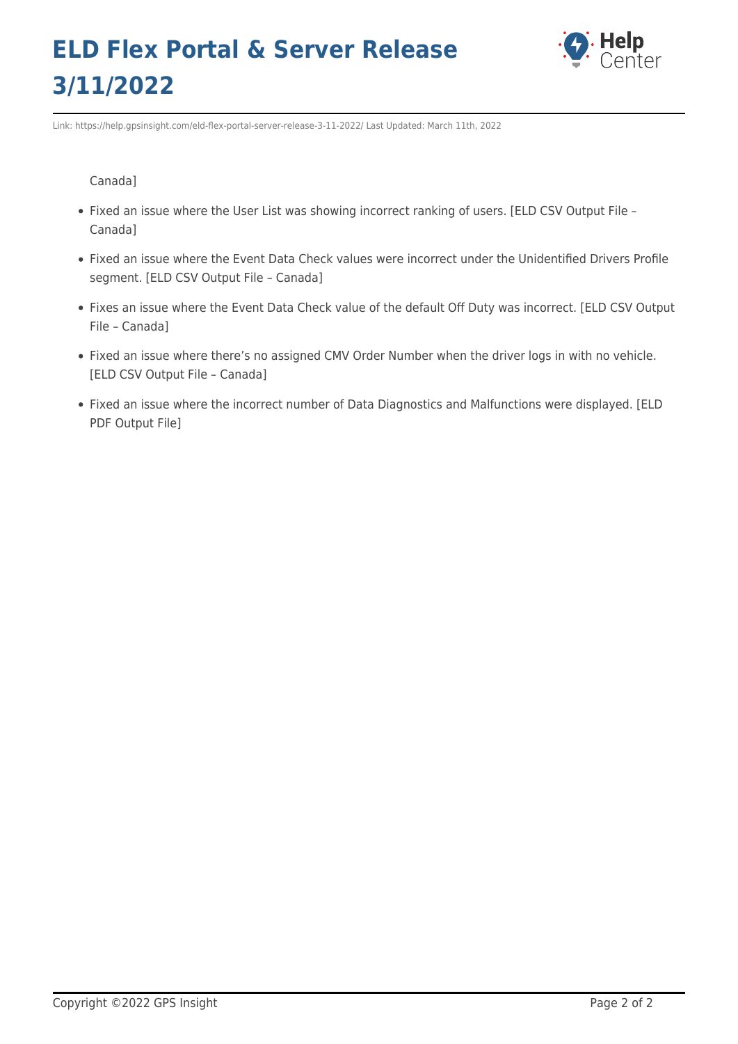Canada]

- Fixed an issue where the User List was showing incorrect ranking of users. [ELD CSV Output File – Canada]
- Fixed an issue where the Event Data Check values were incorrect under the Unidentified Drivers Profile segment. [ELD CSV Output File – Canada]
- Fixes an issue where the Event Data Check value of the default Off Duty was incorrect. [ELD CSV Output File – Canada]
- Fixed an issue where there's no assigned CMV Order Number when the driver logs in with no vehicle. [ELD CSV Output File – Canada]
- Fixed an issue where the incorrect number of Data Diagnostics and Malfunctions were displayed. [ELD PDF Output File]